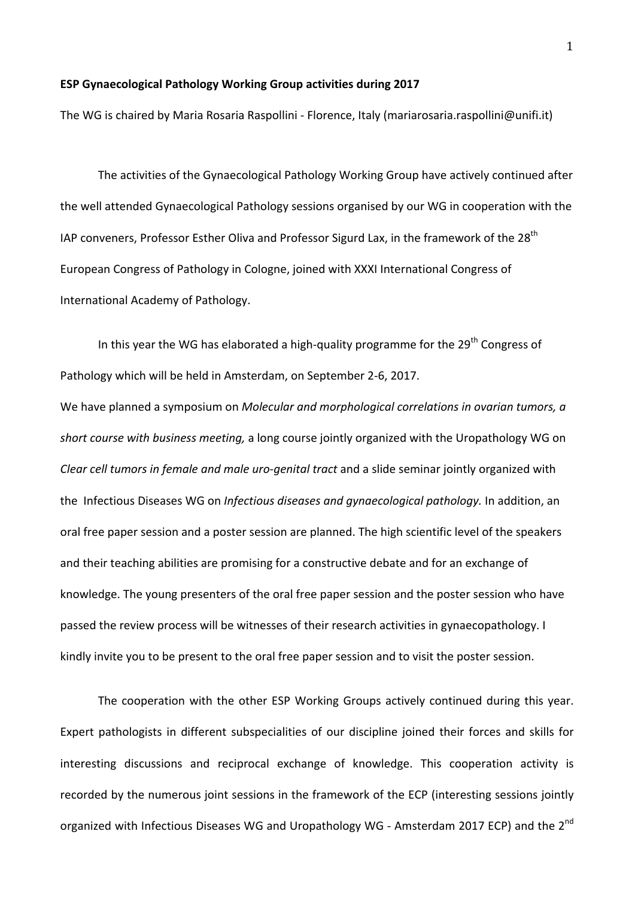**ESP Gynaecological Pathology Working Group activities during 2017**

The WG is chaired by Maria Rosaria Raspollini - Florence, Italy (mariarosaria.raspollini@unifi.it)

The activities of the Gynaecological Pathology Working Group have actively continued after the well attended Gynaecological Pathology sessions organised by our WG in cooperation with the IAP conveners, Professor Esther Oliva and Professor Sigurd Lax, in the framework of the 28th European Congress of Pathology in Cologne, joined with XXXI International Congress of International Academy of Pathology.

In this year the WG has elaborated a high-quality programme for the 29th Congress of Pathology which will be held in Amsterdam, on September 2-6, 2017.

We have planned a symposium on *Molecular and morphological correlations in ovarian tumors, a short course with business meeting,* a long course jointly organized with the Uropathology WG on *Clear cell tumors in female and male uro-genital tract* and a slide seminar jointly organized with the Infectious Diseases WG on *Infectious diseases and gynaecological pathology.* In addition, an oral free paper session and a poster session are planned. The high scientific level of the speakers and their teaching abilities are promising for a constructive debate and for an exchange of knowledge. The young presenters of the oral free paper session and the poster session who have passed the review process will be witnesses of their research activities in gynaecopathology. I kindly invite you to be present to the oral free paper session and to visit the poster session.

The cooperation with the other ESP Working Groups actively continued during this year. Expert pathologists in different subspecialities of our discipline joined their forces and skills for interesting discussions and reciprocal exchange of knowledge. This cooperation activity is recorded by the numerous joint sessions in the framework of the ECP (interesting sessions jointly organized with Infectious Diseases WG and Uropathology WG - Amsterdam 2017 ECP) and the 2nd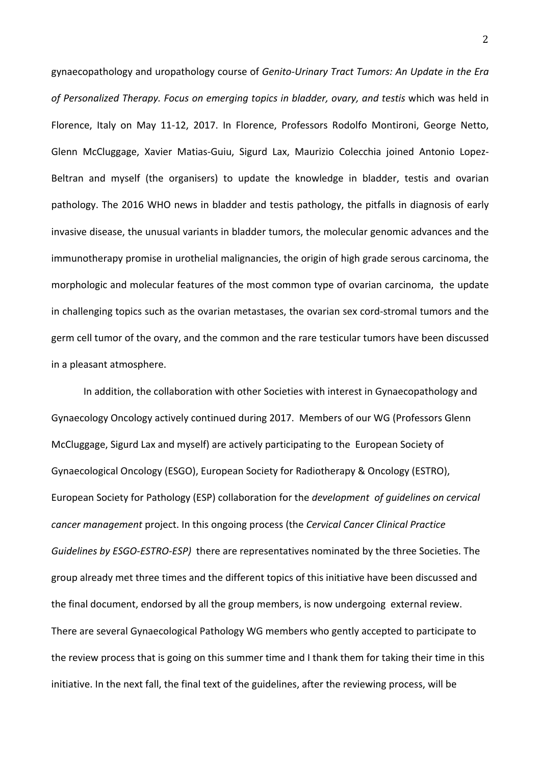gynaecopathology and uropathology course of *Genito-Urinary Tract Tumors: An Update in the Era of Personalized Therapy. Focus on emerging topics in bladder, ovary, and testis* which was held in Florence, Italy on May 11-12, 2017. In Florence, Professors Rodolfo Montironi, George Netto, Glenn McCluggage, Xavier Matias-Guiu, Sigurd Lax, Maurizio Colecchia joined Antonio Lopez-Beltran and myself (the organisers) to update the knowledge in bladder, testis and ovarian pathology. The 2016 WHO news in bladder and testis pathology, the pitfalls in diagnosis of early invasive disease, the unusual variants in bladder tumors, the molecular genomic advances and the immunotherapy promise in urothelial malignancies, the origin of high grade serous carcinoma, the morphologic and molecular features of the most common type of ovarian carcinoma, the update in challenging topics such as the ovarian metastases, the ovarian sex cord-stromal tumors and the germ cell tumor of the ovary, and the common and the rare testicular tumors have been discussed in a pleasant atmosphere.

In addition, the collaboration with other Societies with interest in Gynaecopathology and Gynaecology Oncology actively continued during 2017. Members of our WG (Professors Glenn McCluggage, Sigurd Lax and myself) are actively participating to the European Society of Gynaecological Oncology (ESGO), European Society for Radiotherapy & Oncology (ESTRO), European Society for Pathology (ESP) collaboration for the *development of guidelines on cervical cancer management* project. In this ongoing process (the *Cervical Cancer Clinical Practice Guidelines by ESGO-ESTRO-ESP)* there are representatives nominated by the three Societies. The group already met three times and the different topics of this initiative have been discussed and the final document, endorsed by all the group members, is now undergoing external review. There are several Gynaecological Pathology WG members who gently accepted to participate to the review process that is going on this summer time and I thank them for taking their time in this initiative. In the next fall, the final text of the guidelines, after the reviewing process, will be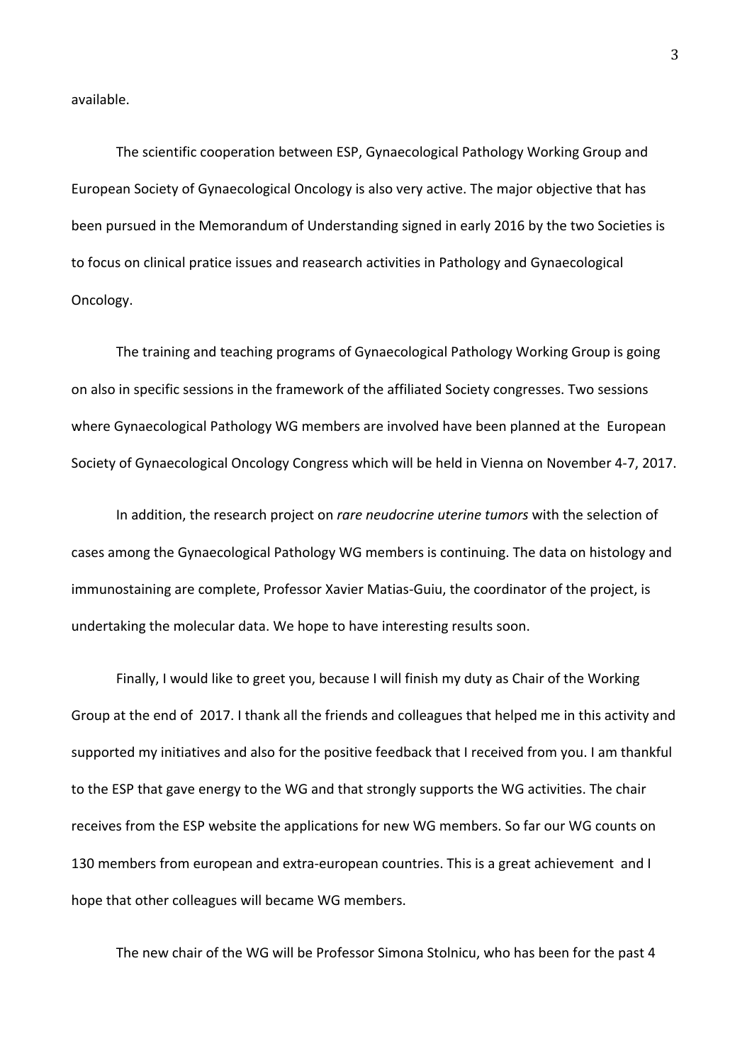available.

The scientific cooperation between ESP, Gynaecological Pathology Working Group and European Society of Gynaecological Oncology is also very active. The major objective that has been pursued in the Memorandum of Understanding signed in early 2016 by the two Societies is to focus on clinical pratice issues and reasearch activities in Pathology and Gynaecological Oncology.

The training and teaching programs of Gynaecological Pathology Working Group is going on also in specific sessions in the framework of the affiliated Society congresses. Two sessions where Gynaecological Pathology WG members are involved have been planned at the European Society of Gynaecological Oncology Congress which will be held in Vienna on November 4-7, 2017.

In addition, the research project on *rare neudocrine uterine tumors* with the selection of cases among the Gynaecological Pathology WG members is continuing. The data on histology and immunostaining are complete, Professor Xavier Matias-Guiu, the coordinator of the project, is undertaking the molecular data. We hope to have interesting results soon.

Finally, I would like to greet you, because I will finish my duty as Chair of the Working Group at the end of 2017. I thank all the friends and colleagues that helped me in this activity and supported my initiatives and also for the positive feedback that I received from you. I am thankful to the ESP that gave energy to the WG and that strongly supports the WG activities. The chair receives from the ESP website the applications for new WG members. So far our WG counts on 130 members from european and extra-european countries. This is a great achievement and I hope that other colleagues will became WG members.

The new chair of the WG will be Professor Simona Stolnicu, who has been for the past 4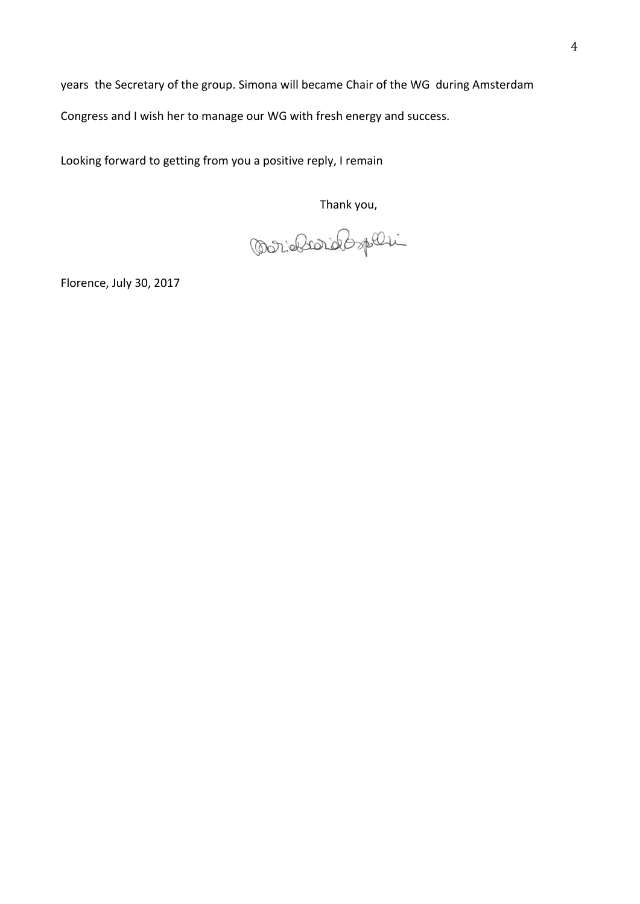years the Secretary of the group. Simona will became Chair of the WG during Amsterdam Congress and I wish her to manage our WG with fresh energy and success.

Looking forward to getting from you a positive reply, I remain

Thank you,

Florence, July 30, 2017